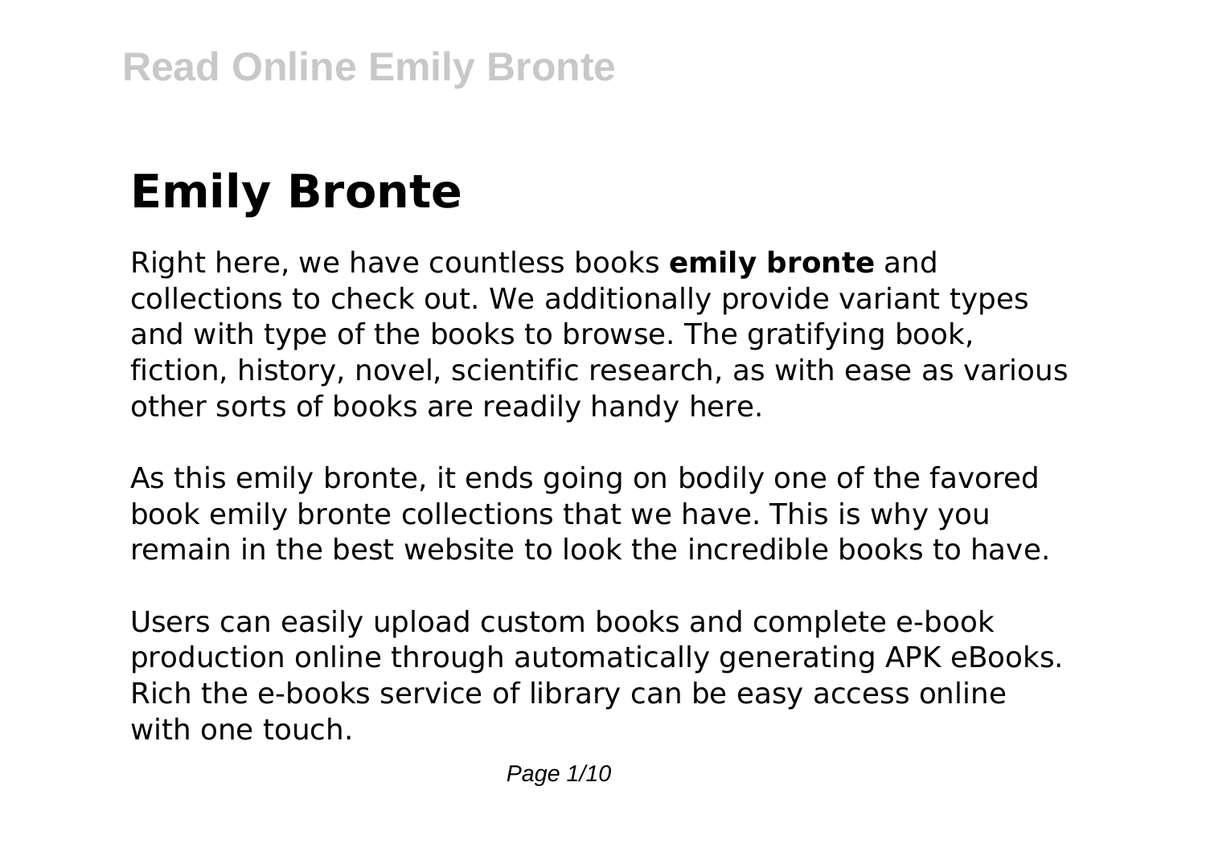# Emily Bronte

Right here, we have countless books **emily bronte** and collections to check out. We additionally provide variant types and with type of the books to browse. The gratifying book, fiction, history, novel, scientific research, as with ease as various other sorts of books are readily handy here.

As this emily bronte, it ends going on bodily one of the favored book emily bronte collections that we have. This is why you remain in the best website to look the incredible books to have.

Users can easily upload custom books and complete e-book production online through automatically generating APK eBooks. Rich the e-books service of library can be easy access online with one touch.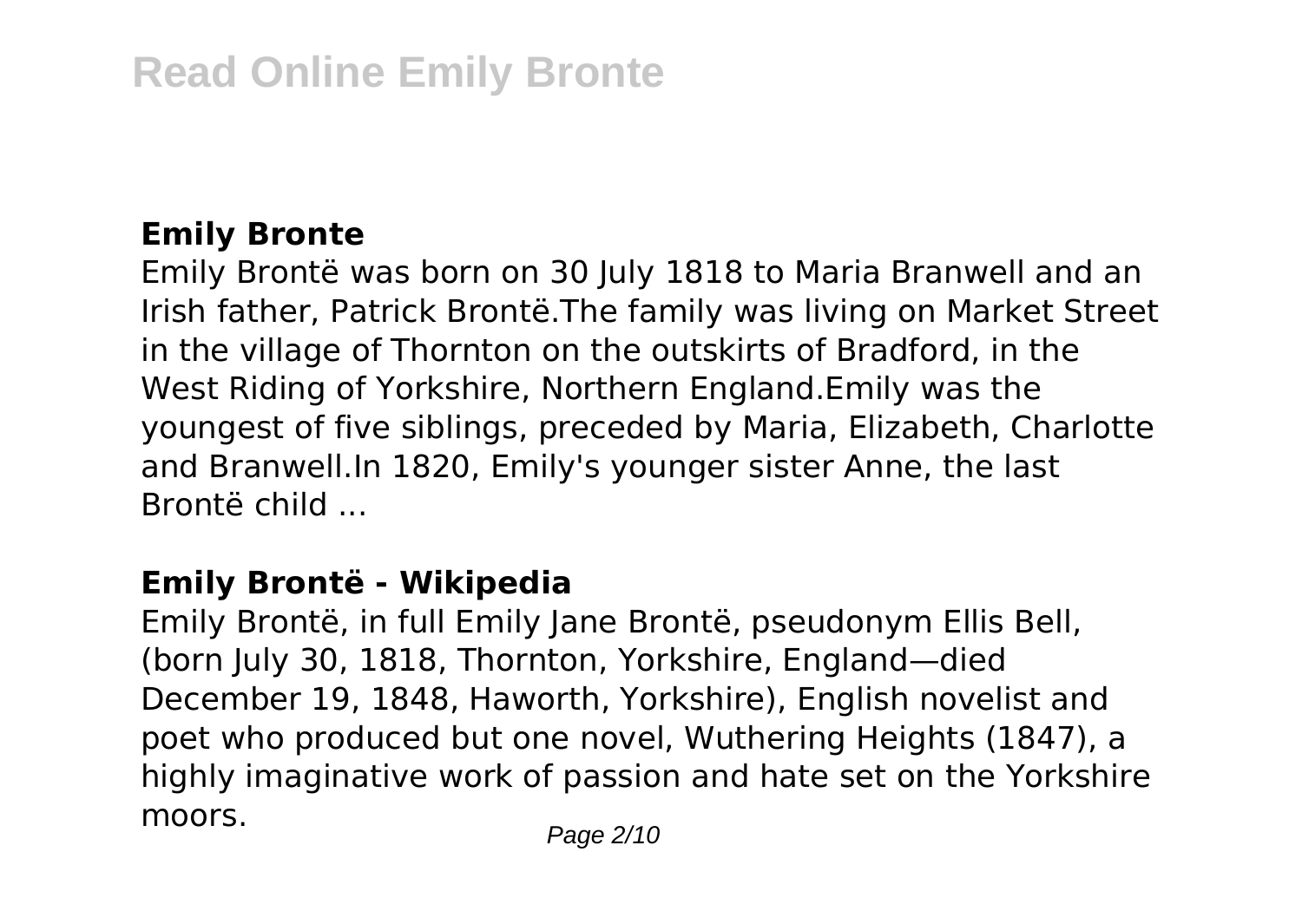## Emily Bronte

Emily Brontë was born on 30 July 1818 to Maria Branwell and an Irish father, Patrick Brontë.The family was living on Market Street in the village of Thornton on the outskirts of Bradford, in the West Riding of Yorkshire, Northern England.Emily was the youngest of five siblings, preceded by Maria, Elizabeth, Charlotte and Branwell.In 1820, Emily's younger sister Anne, the last Brontë child ...

## Emily Brontë - Wikipedia

Emily Brontë, in full Emily Jane Brontë, pseudonym Ellis Bell, (born July 30, 1818, Thornton, Yorkshire, England—died December 19, 1848, Haworth, Yorkshire), English novelist and poet who produced but one novel, Wuthering Heights (1847), a highly imaginative work of passion and hate set on the Yorkshire moors.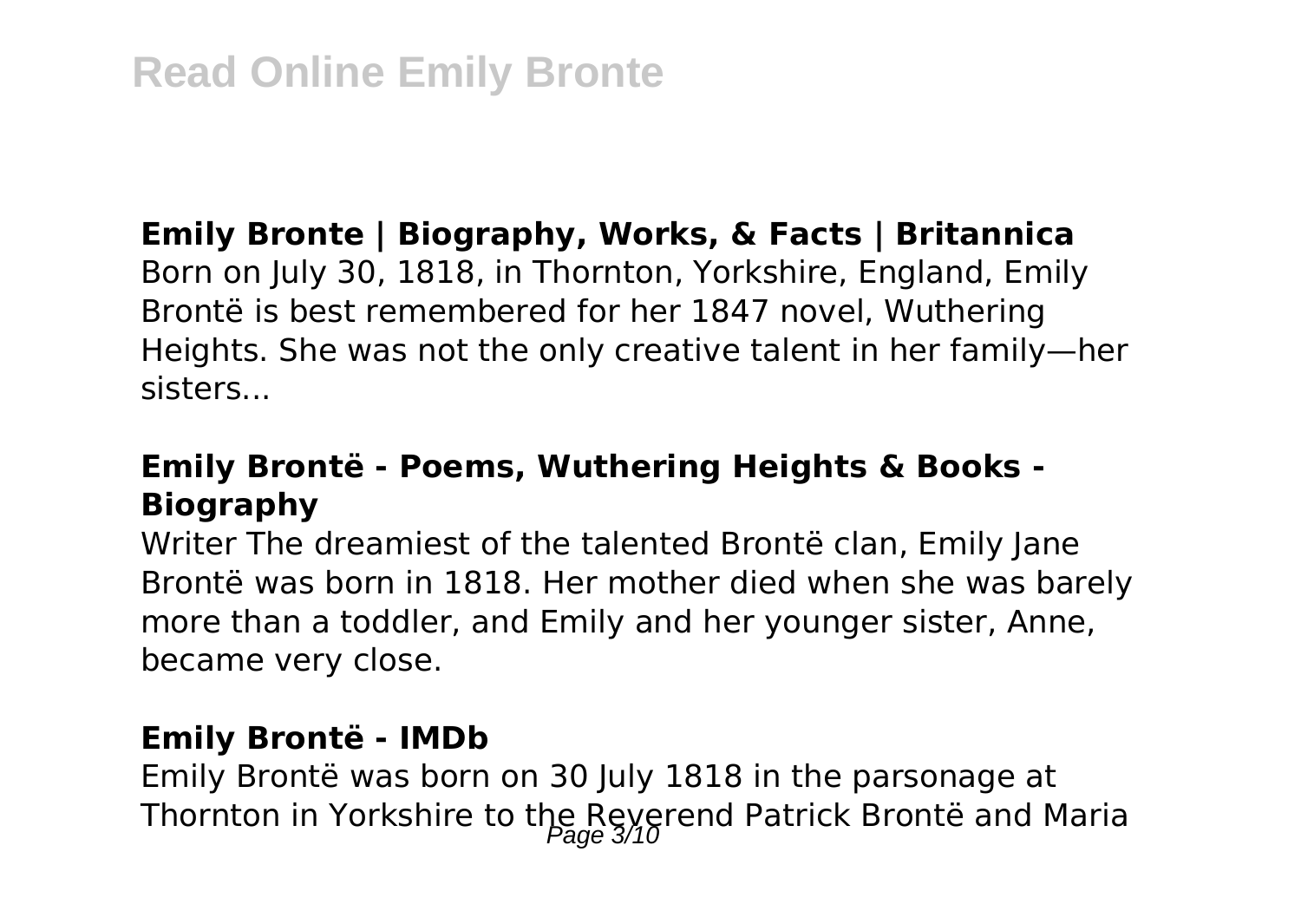**Emily Bronte | Biography, Works, & Facts | Britannica**

Born on July 30, 1818, in Thornton, Yorkshire, England, Emily Brontë is best remembered for her 1847 novel, Wuthering Heights. She was not the only creative talent in her family—her sisters...

**Emily Brontë - Poems, Wuthering Heights & Books - Biography**

Writer The dreamiest of the talented Brontë clan, Emily Jane Brontë was born in 1818. Her mother died when she was barely more than a toddler, and Emily and her younger sister, Anne, became very close.

**Emily Brontë - IMDb**

Emily Brontë was born on 30 July 1818 in the parsonage at Thornton in Yorkshire to the Reverend Patrick Brontë and Maria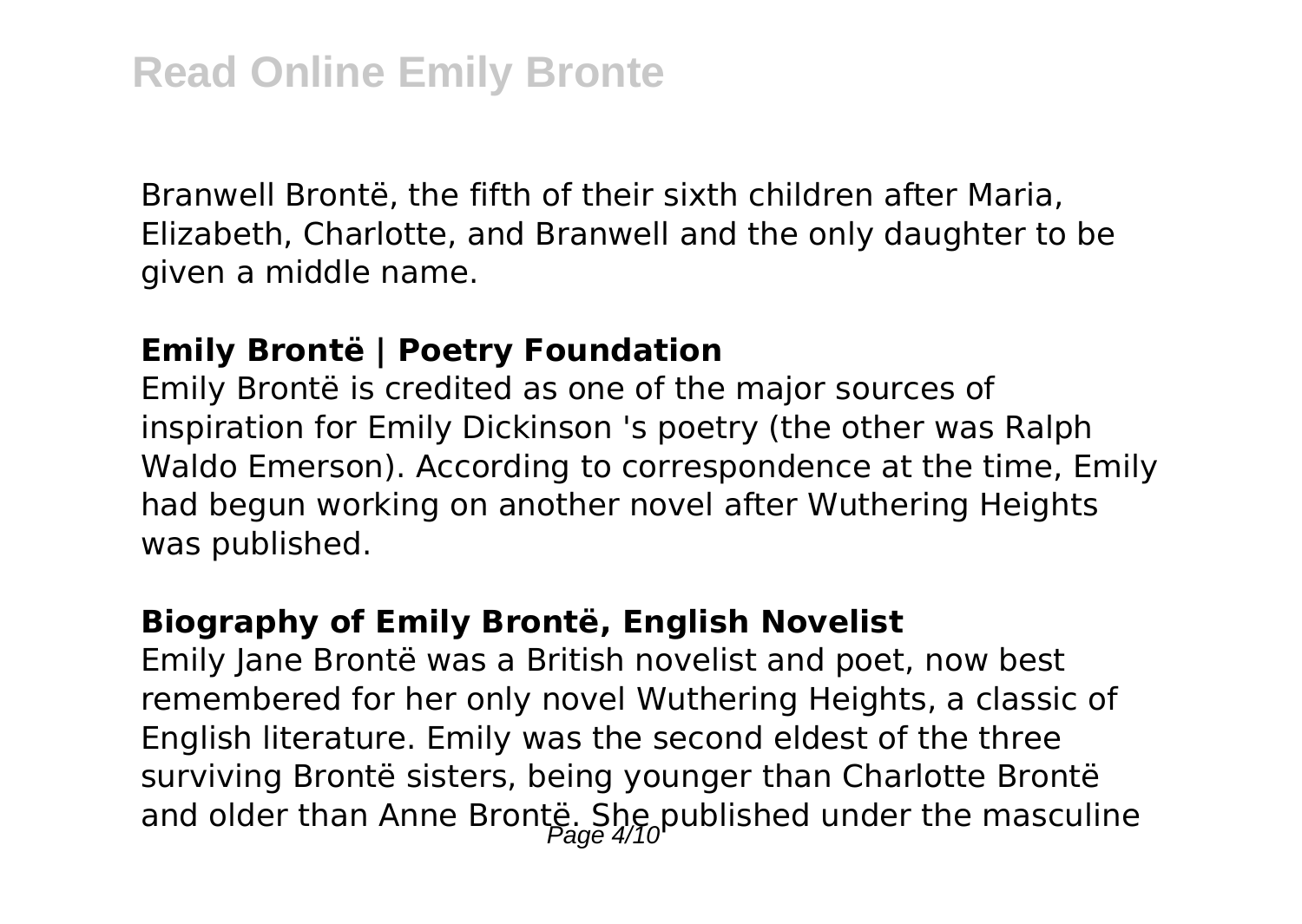Branwell Brontë, the fifth of their sixth children after Maria, Elizabeth, Charlotte, and Branwell and the only daughter to be given a middle name.

### Emily Brontë | Poetry Foundation

Emily Brontë is credited as one of the major sources of inspiration for Emily Dickinson 's poetry (the other was Ralph Waldo Emerson). According to correspondence at the time, Emily had begun working on another novel after Wuthering Heights was published.

### Biography of Emily Brontë, English Novelist

Emily Jane Brontë was a British novelist and poet, now best remembered for her only novel Wuthering Heights, a classic of English literature. Emily was the second eldest of the three surviving Brontë sisters, being younger than Charlotte Brontë and older than Anne Brontë. She published under the masculine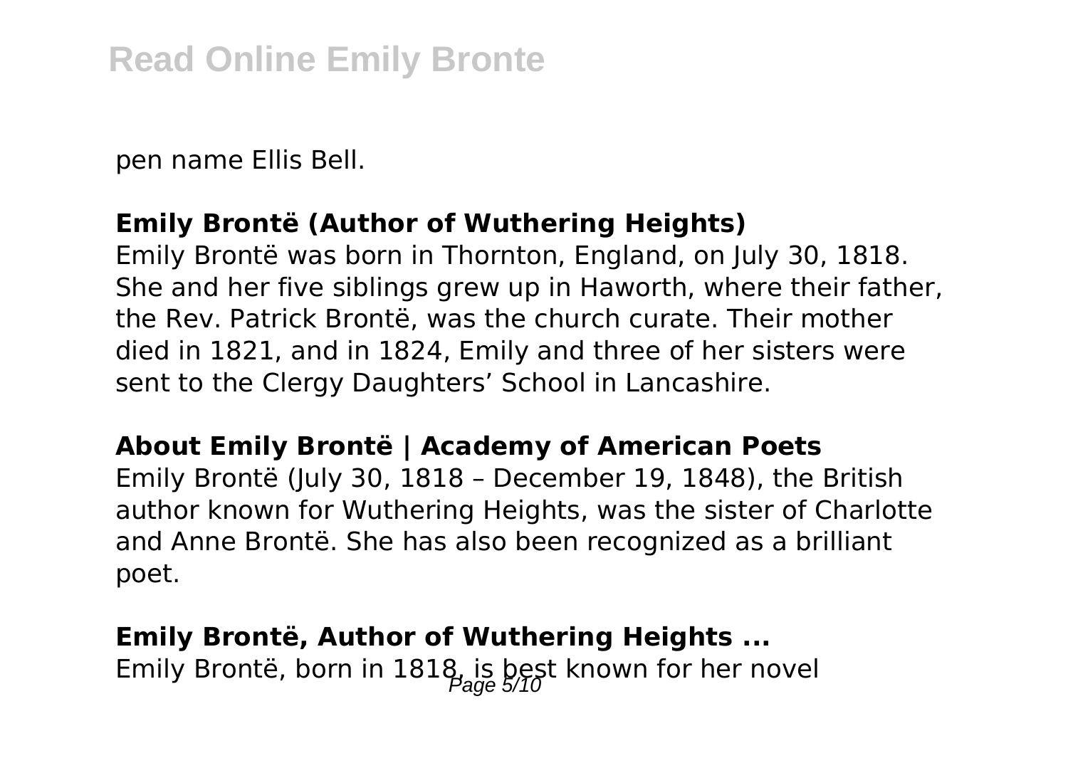pen name Ellis Bell.

**Emily Brontë (Author of Wuthering Heights)**

Emily Brontë was born in Thornton, England, on July 30, 1818. She and her five siblings grew up in Haworth, where their father, the Rev. Patrick Brontë, was the church curate. Their mother died in 1821, and in 1824, Emily and three of her sisters were sent to the Clergy Daughters' School in Lancashire.

**About Emily Brontë | Academy of American Poets**

Emily Brontë (July 30, 1818 – December 19, 1848), the British author known for Wuthering Heights, was the sister of Charlotte and Anne Brontë. She has also been recognized as a brilliant poet.

**Emily Brontë, Author of Wuthering Heights ...**

Emily Brontë, born in 1818, is best known for her novel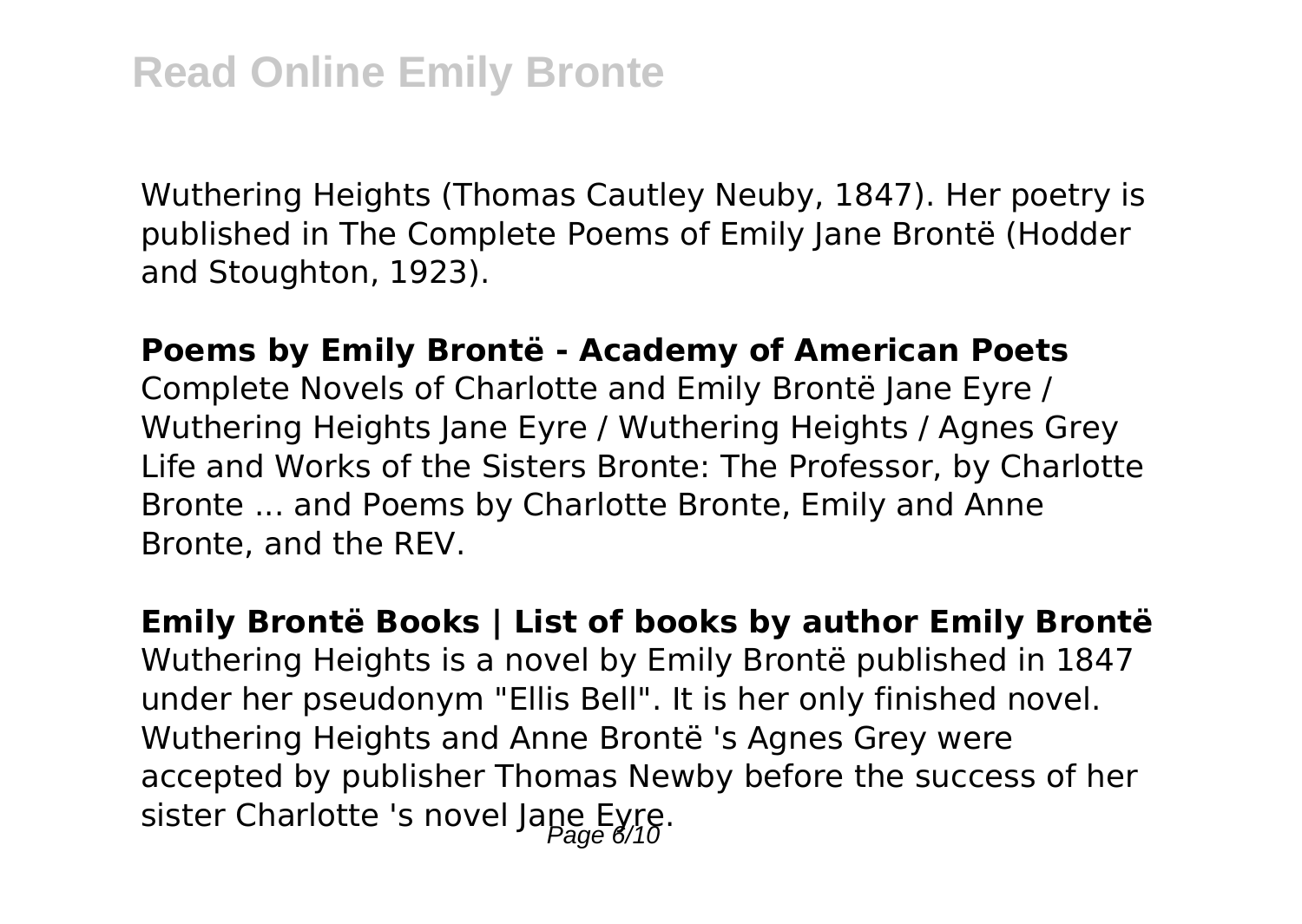Wuthering Heights (Thomas Cautley Neuby, 1847). Her poetry is published in The Complete Poems of Emily Jane Brontë (Hodder and Stoughton, 1923).

**Poems by Emily Brontë - Academy of American Poets**

Complete Novels of Charlotte and Emily Brontë Jane Eyre / Wuthering Heights Jane Eyre / Wuthering Heights / Agnes Grey Life and Works of the Sisters Bronte: The Professor, by Charlotte Bronte ... and Poems by Charlotte Bronte, Emily and Anne Bronte, and the REV.

**Emily Brontë Books | List of books by author Emily Brontë**

Wuthering Heights is a novel by Emily Brontë published in 1847 under her pseudonym "Ellis Bell". It is her only finished novel. Wuthering Heights and Anne Brontë 's Agnes Grey were accepted by publisher Thomas Newby before the success of her sister Charlotte 's novel Jane Eyre.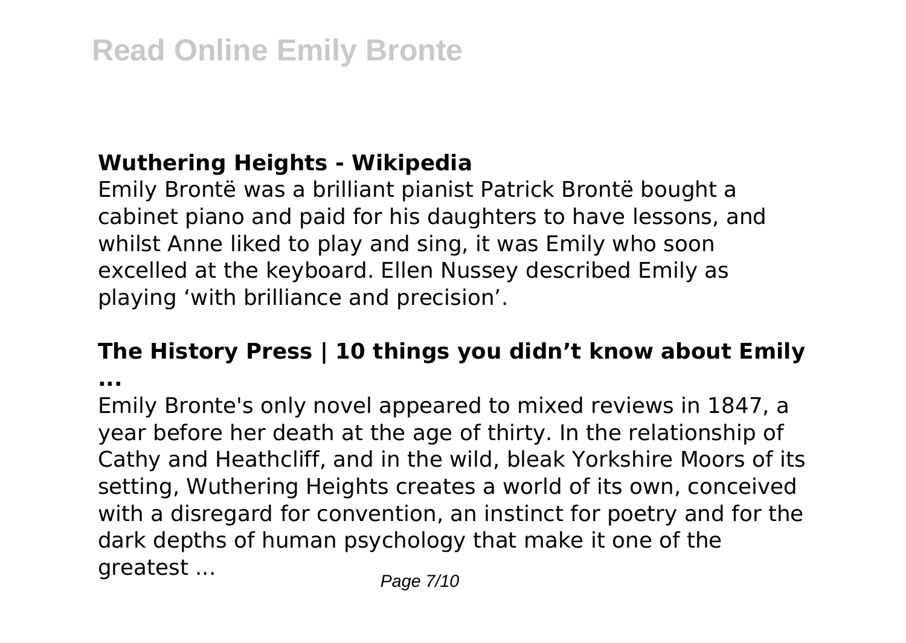## Wuthering Heights - Wikipedia

Emily Brontë was a brilliant pianist Patrick Brontë bought a cabinet piano and paid for his daughters to have lessons, and whilst Anne liked to play and sing, it was Emily who soon excelled at the keyboard. Ellen Nussey described Emily as playing 'with brilliance and precision'.

## The History Press | 10 things you didn't know about Emily ...

Emily Bronte's only novel appeared to mixed reviews in 1847, a year before her death at the age of thirty. In the relationship of Cathy and Heathcliff, and in the wild, bleak Yorkshire Moors of its setting, Wuthering Heights creates a world of its own, conceived with a disregard for convention, an instinct for poetry and for the dark depths of human psychology that make it one of the greatest ...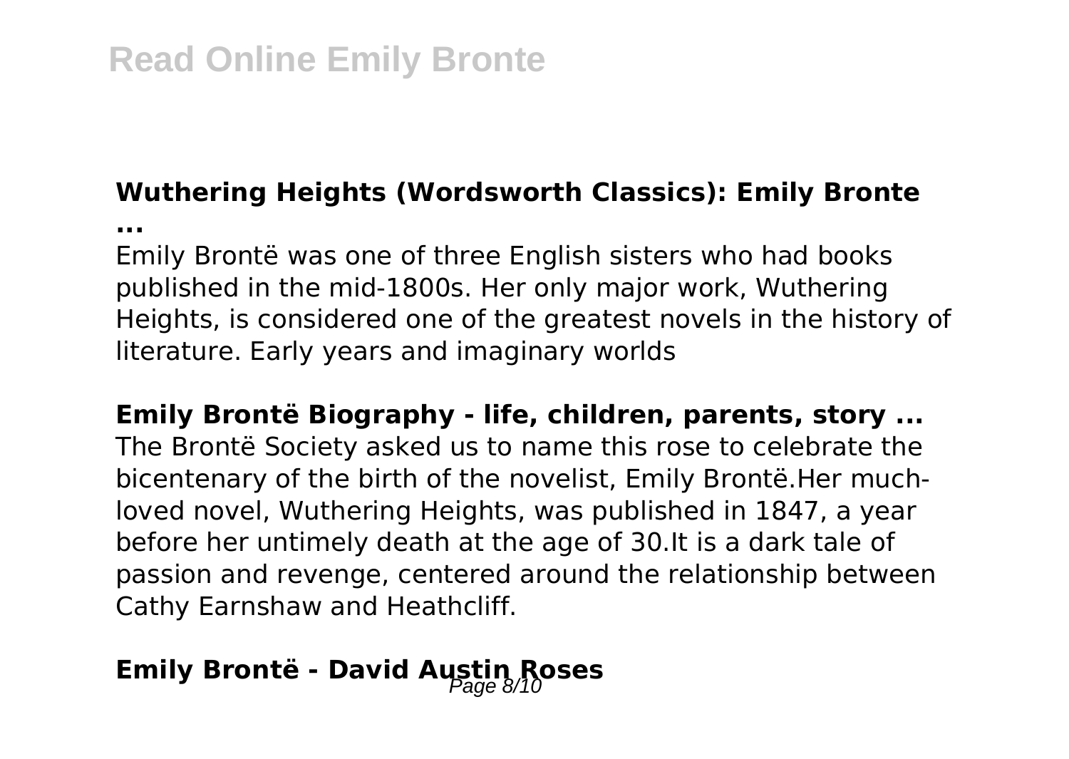### Wuthering Heights (Wordsworth Classics): Emily Bronte ...

Emily Brontë was one of three English sisters who had books published in the mid-1800s. Her only major work, Wuthering Heights, is considered one of the greatest novels in the history of literature. Early years and imaginary worlds

### Emily Brontë Biography - life, children, parents, story ...

The Brontë Society asked us to name this rose to celebrate the bicentenary of the birth of the novelist, Emily Brontë.Her much-loved novel, Wuthering Heights, was published in 1847, a year before her untimely death at the age of 30.It is a dark tale of passion and revenge, centered around the relationship between Cathy Earnshaw and Heathcliff.

### Emily Brontë - David Austin Roses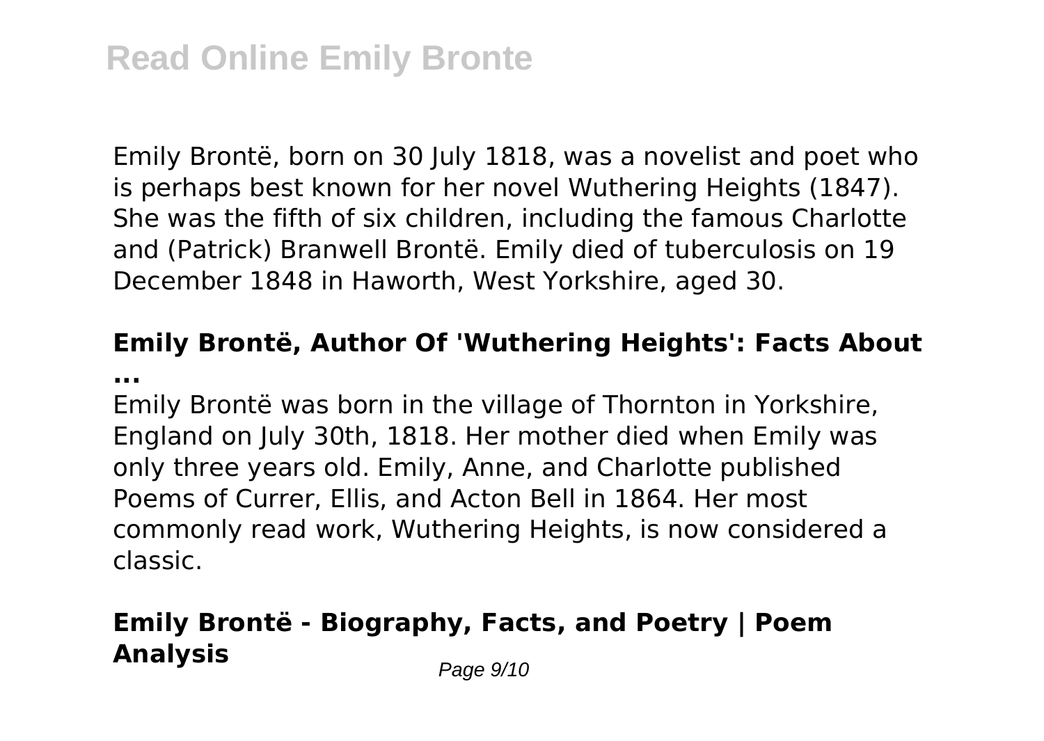Emily Brontë, born on 30 July 1818, was a novelist and poet who is perhaps best known for her novel Wuthering Heights (1847). She was the fifth of six children, including the famous Charlotte and (Patrick) Branwell Brontë. Emily died of tuberculosis on 19 December 1848 in Haworth, West Yorkshire, aged 30.

### Emily Brontë, Author Of 'Wuthering Heights': Facts About ...

Emily Brontë was born in the village of Thornton in Yorkshire, England on July 30th, 1818. Her mother died when Emily was only three years old. Emily, Anne, and Charlotte published Poems of Currer, Ellis, and Acton Bell in 1864. Her most commonly read work, Wuthering Heights, is now considered a classic.

### Emily Brontë - Biography, Facts, and Poetry | Poem Analysis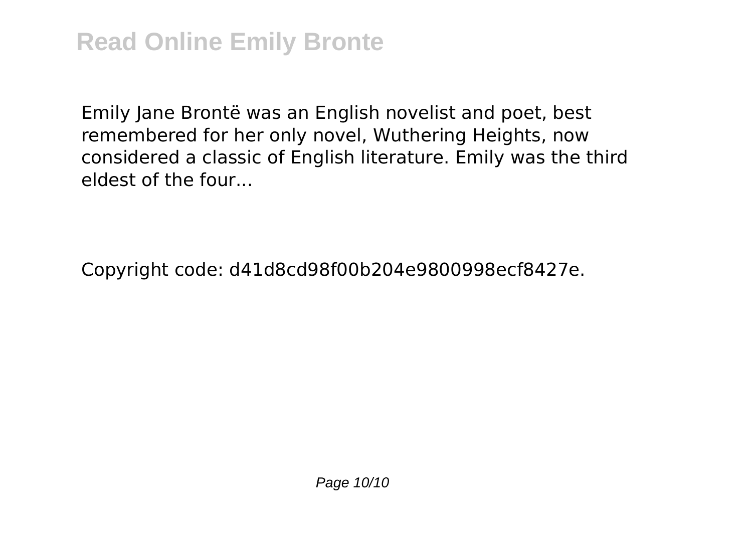Emily Jane Brontë was an English novelist and poet, best remembered for her only novel, Wuthering Heights, now considered a classic of English literature. Emily was the third eldest of the four...

Copyright code: d41d8cd98f00b204e9800998ecf8427e.